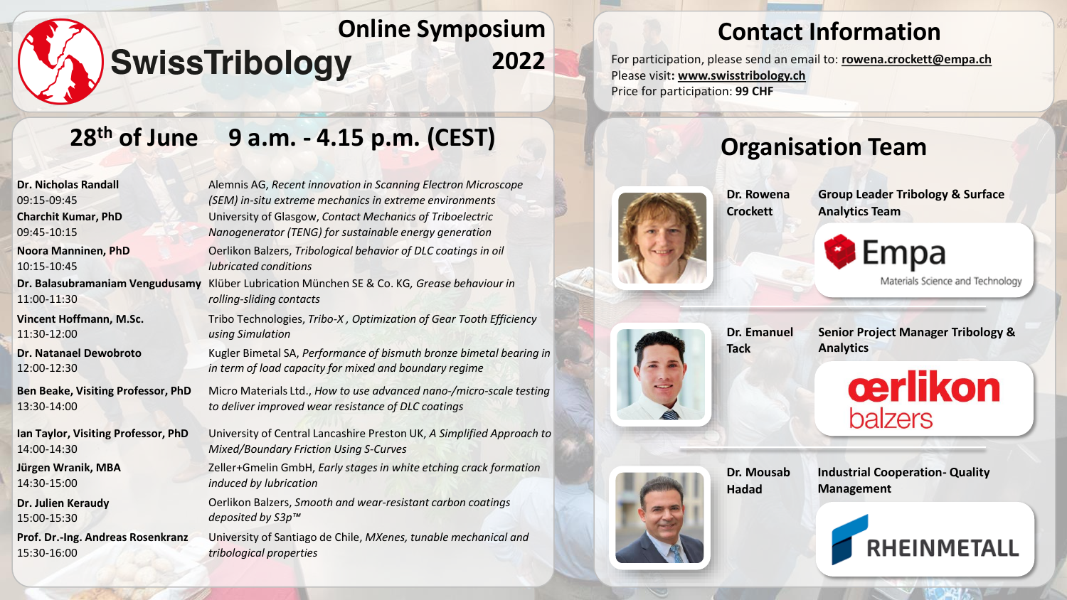# SwissTribology Online Symposium 2022

## Contact Information

For participation, please send an email to: **rowena.crockett@empa.ch**
Please visit: **www.swisstribology.ch**
Price for participation: **99 CHF**

## 28th of June 9 a.m. - 4.15 p.m. (CEST)

**Dr. Nicholas Randall**
09:15-09:45
Alemnis AG, *Recent innovation in Scanning Electron Microscope (SEM) in-situ extreme mechanics in extreme environments*

**Charchit Kumar, PhD**
09:45-10:15
University of Glasgow, *Contact Mechanics of Triboelectric Nanogenerator (TENG) for sustainable energy generation*

**Noora Manninen, PhD**
10:15-10:45
Oerlikon Balzers, *Tribological behavior of DLC coatings in oil lubricated conditions*

**Dr. Balasubramaniam Vengudusamy**
11:00-11:30
Klüber Lubrication München SE & Co. KG, *Grease behaviour in rolling-sliding contacts*

**Vincent Hoffmann, M.Sc.**
11:30-12:00
Tribo Technologies, *Tribo-X , Optimization of Gear Tooth Efficiency using Simulation*

**Dr. Natanael Dewobroto**
12:00-12:30
Kugler Bimetal SA, *Performance of bismuth bronze bimetal bearing in in term of load capacity for mixed and boundary regime*

**Ben Beake, Visiting Professor, PhD**
13:30-14:00
Micro Materials Ltd., *How to use advanced nano-/micro-scale testing to deliver improved wear resistance of DLC coatings*

**Ian Taylor, Visiting Professor, PhD**
14:00-14:30
University of Central Lancashire Preston UK, *A Simplified Approach to Mixed/Boundary Friction Using S-Curves*

**Jürgen Wranik, MBA**
14:30-15:00
Zeller+Gmelin GmbH, *Early stages in white etching crack formation induced by lubrication*

**Dr. Julien Keraudy**
15:00-15:30
Oerlikon Balzers, *Smooth and wear-resistant carbon coatings deposited by S3p™*

**Prof. Dr.-Ing. Andreas Rosenkranz**
15:30-16:00
University of Santiago de Chile, *MXenes, tunable mechanical and tribological properties*

## Organisation Team

**Dr. Rowena Crockett** – **Group Leader Tribology & Surface Analytics Team**, Empa Materials Science and Technology

**Dr. Emanuel Tack** – **Senior Project Manager Tribology & Analytics**, oerlikon balzers

**Dr. Mousab Hadad** – **Industrial Cooperation- Quality Management**, RHEINMETALL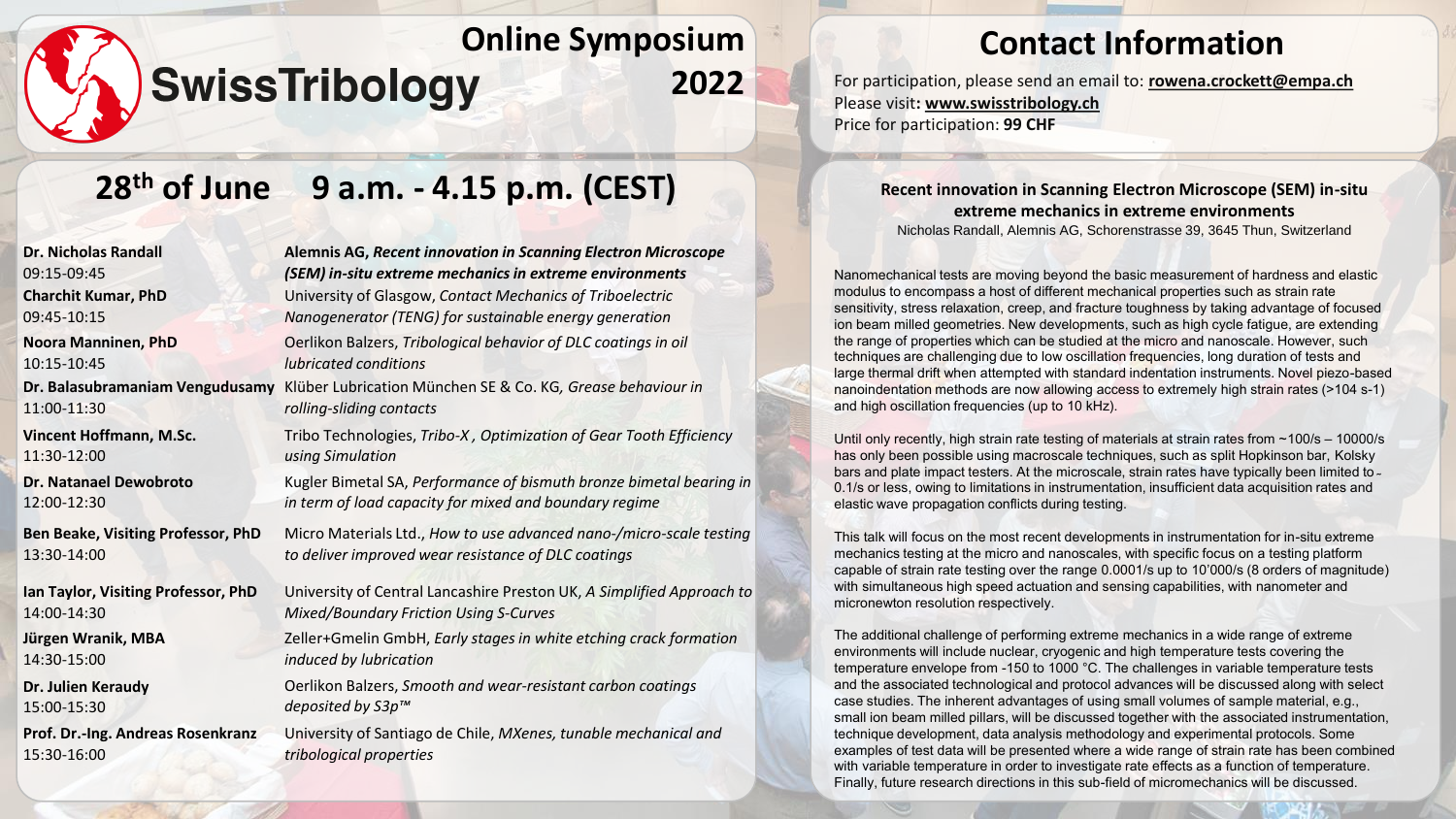# SwissTribology

## Online Symposium 2022

## Contact Information

For participation, please send an email to: **rowena.crockett@empa.ch**
Please visit**: www.swisstribology.ch**
Price for participation: **99 CHF**

## 28th of June 9 a.m. - 4.15 p.m. (CEST)

| Speaker / Time | Affiliation, Title |
|---|---|
| **Dr. Nicholas Randall** 09:15-09:45 | **Alemnis AG, *Recent innovation in Scanning Electron Microscope (SEM) in-situ extreme mechanics in extreme environments*** |
| **Charchit Kumar, PhD** 09:45-10:15 | University of Glasgow, *Contact Mechanics of Triboelectric Nanogenerator (TENG) for sustainable energy generation* |
| **Noora Manninen, PhD** 10:15-10:45 | Oerlikon Balzers, *Tribological behavior of DLC coatings in oil lubricated conditions* |
| **Dr. Balasubramaniam Vengudusamy** 11:00-11:30 | Klüber Lubrication München SE & Co. KG, *Grease behaviour in rolling-sliding contacts* |
| **Vincent Hoffmann, M.Sc.** 11:30-12:00 | Tribo Technologies, *Tribo-X , Optimization of Gear Tooth Efficiency using Simulation* |
| **Dr. Natanael Dewobroto** 12:00-12:30 | Kugler Bimetal SA, *Performance of bismuth bronze bimetal bearing in in term of load capacity for mixed and boundary regime* |
| **Ben Beake, Visiting Professor, PhD** 13:30-14:00 | Micro Materials Ltd., *How to use advanced nano-/micro-scale testing to deliver improved wear resistance of DLC coatings* |
| **Ian Taylor, Visiting Professor, PhD** 14:00-14:30 | University of Central Lancashire Preston UK, *A Simplified Approach to Mixed/Boundary Friction Using S-Curves* |
| **Jürgen Wranik, MBA** 14:30-15:00 | Zeller+Gmelin GmbH, *Early stages in white etching crack formation induced by lubrication* |
| **Dr. Julien Keraudy** 15:00-15:30 | Oerlikon Balzers, *Smooth and wear-resistant carbon coatings deposited by S3p™* |
| **Prof. Dr.-Ing. Andreas Rosenkranz** 15:30-16:00 | University of Santiago de Chile, *MXenes, tunable mechanical and tribological properties* |

### Recent innovation in Scanning Electron Microscope (SEM) in-situ extreme mechanics in extreme environments

Nicholas Randall, Alemnis AG, Schorenstrasse 39, 3645 Thun, Switzerland

Nanomechanical tests are moving beyond the basic measurement of hardness and elastic modulus to encompass a host of different mechanical properties such as strain rate sensitivity, stress relaxation, creep, and fracture toughness by taking advantage of focused ion beam milled geometries. New developments, such as high cycle fatigue, are extending the range of properties which can be studied at the micro and nanoscale. However, such techniques are challenging due to low oscillation frequencies, long duration of tests and large thermal drift when attempted with standard indentation instruments. Novel piezo-based nanoindentation methods are now allowing access to extremely high strain rates (>104 s-1) and high oscillation frequencies (up to 10 kHz).

Until only recently, high strain rate testing of materials at strain rates from ~100/s – 10000/s has only been possible using macroscale techniques, such as split Hopkinson bar, Kolsky bars and plate impact testers. At the microscale, strain rates have typically been limited to 0.1/s or less, owing to limitations in instrumentation, insufficient data acquisition rates and elastic wave propagation conflicts during testing.

This talk will focus on the most recent developments in instrumentation for in-situ extreme mechanics testing at the micro and nanoscales, with specific focus on a testing platform capable of strain rate testing over the range 0.0001/s up to 10'000/s (8 orders of magnitude) with simultaneous high speed actuation and sensing capabilities, with nanometer and micronewton resolution respectively.

The additional challenge of performing extreme mechanics in a wide range of extreme environments will include nuclear, cryogenic and high temperature tests covering the temperature envelope from -150 to 1000 °C. The challenges in variable temperature tests and the associated technological and protocol advances will be discussed along with select case studies. The inherent advantages of using small volumes of sample material, e.g., small ion beam milled pillars, will be discussed together with the associated instrumentation, technique development, data analysis methodology and experimental protocols. Some examples of test data will be presented where a wide range of strain rate has been combined with variable temperature in order to investigate rate effects as a function of temperature. Finally, future research directions in this sub-field of micromechanics will be discussed.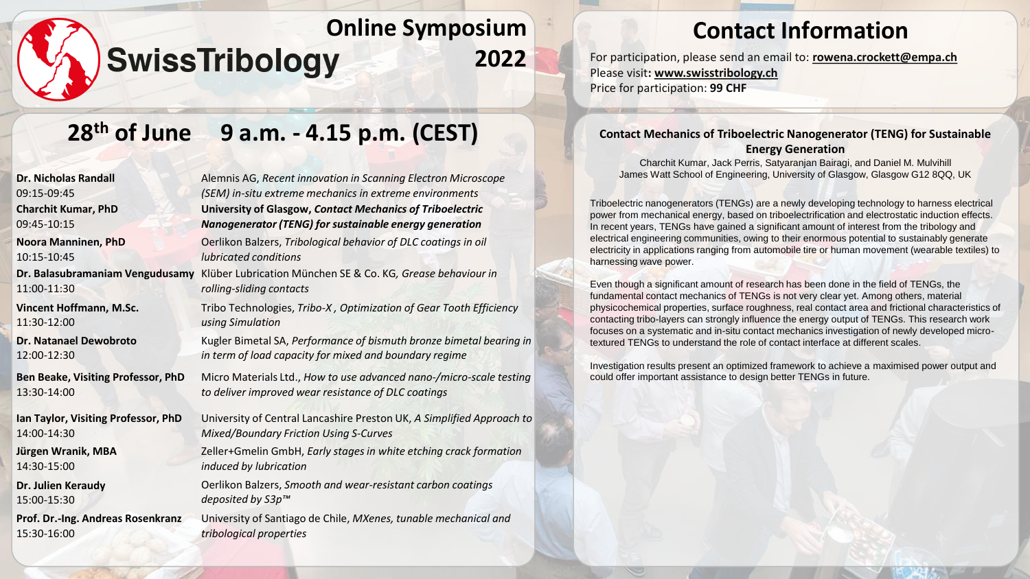# SwissTribology Online Symposium 2022

## 28th of June 9 a.m. - 4.15 p.m. (CEST)

**Dr. Nicholas Randall**
09:15-09:45
Alemnis AG, *Recent innovation in Scanning Electron Microscope (SEM) in-situ extreme mechanics in extreme environments*

**Charchit Kumar, PhD**
09:45-10:15
**University of Glasgow, *Contact Mechanics of Triboelectric Nanogenerator (TENG) for sustainable energy generation***

**Noora Manninen, PhD**
10:15-10:45
Oerlikon Balzers, *Tribological behavior of DLC coatings in oil lubricated conditions*

**Dr. Balasubramaniam Vengudusamy**
11:00-11:30
Klüber Lubrication München SE & Co. KG, *Grease behaviour in rolling-sliding contacts*

**Vincent Hoffmann, M.Sc.**
11:30-12:00
Tribo Technologies, *Tribo-X , Optimization of Gear Tooth Efficiency using Simulation*

**Dr. Natanael Dewobroto**
12:00-12:30
Kugler Bimetal SA, *Performance of bismuth bronze bimetal bearing in in term of load capacity for mixed and boundary regime*

**Ben Beake, Visiting Professor, PhD**
13:30-14:00
Micro Materials Ltd., *How to use advanced nano-/micro-scale testing to deliver improved wear resistance of DLC coatings*

**Ian Taylor, Visiting Professor, PhD**
14:00-14:30
University of Central Lancashire Preston UK, *A Simplified Approach to Mixed/Boundary Friction Using S-Curves*

**Jürgen Wranik, MBA**
14:30-15:00
Zeller+Gmelin GmbH, *Early stages in white etching crack formation induced by lubrication*

**Dr. Julien Keraudy**
15:00-15:30
Oerlikon Balzers, *Smooth and wear-resistant carbon coatings deposited by S3p™*

**Prof. Dr.-Ing. Andreas Rosenkranz**
15:30-16:00
University of Santiago de Chile, *MXenes, tunable mechanical and tribological properties*

## Contact Information

For participation, please send an email to: **rowena.crockett@empa.ch**
Please visit**: www.swisstribology.ch**
Price for participation: **99 CHF**

### Contact Mechanics of Triboelectric Nanogenerator (TENG) for Sustainable Energy Generation

Charchit Kumar, Jack Perris, Satyaranjan Bairagi, and Daniel M. Mulvihill
James Watt School of Engineering, University of Glasgow, Glasgow G12 8QQ, UK

Triboelectric nanogenerators (TENGs) are a newly developing technology to harness electrical power from mechanical energy, based on triboelectrification and electrostatic induction effects. In recent years, TENGs have gained a significant amount of interest from the tribology and electrical engineering communities, owing to their enormous potential to sustainably generate electricity in applications ranging from automobile tire or human movement (wearable textiles) to harnessing wave power.

Even though a significant amount of research has been done in the field of TENGs, the fundamental contact mechanics of TENGs is not very clear yet. Among others, material physicochemical properties, surface roughness, real contact area and frictional characteristics of contacting tribo-layers can strongly influence the energy output of TENGs. This research work focuses on a systematic and in-situ contact mechanics investigation of newly developed micro-textured TENGs to understand the role of contact interface at different scales.

Investigation results present an optimized framework to achieve a maximised power output and could offer important assistance to design better TENGs in future.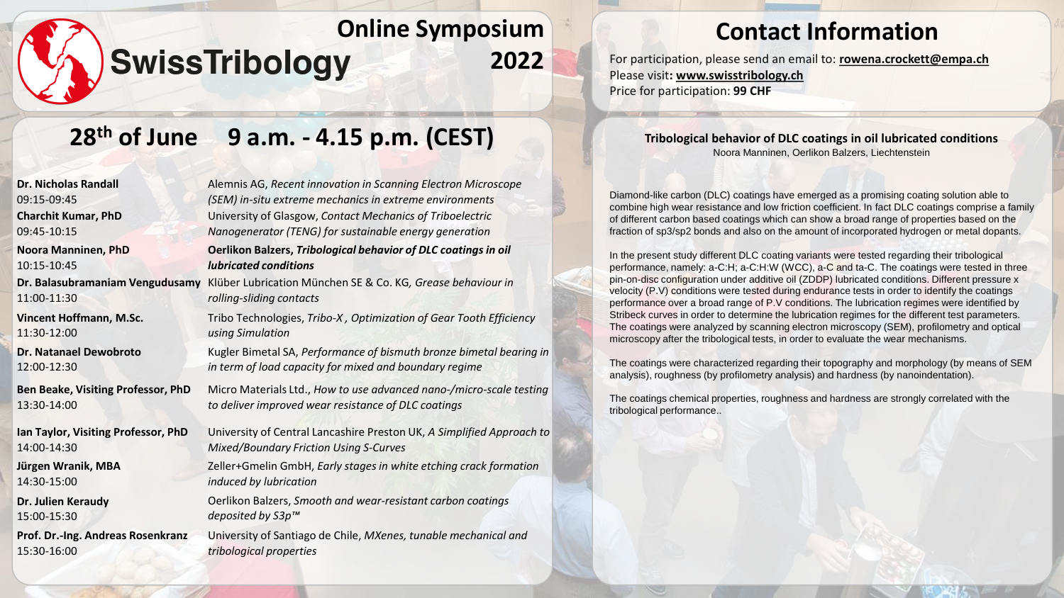# SwissTribology Online Symposium 2022

## 28th of June 9 a.m. - 4.15 p.m. (CEST)

**Dr. Nicholas Randall**
09:15-09:45
Alemnis AG, *Recent innovation in Scanning Electron Microscope (SEM) in-situ extreme mechanics in extreme environments*

**Charchit Kumar, PhD**
09:45-10:15
University of Glasgow, *Contact Mechanics of Triboelectric Nanogenerator (TENG) for sustainable energy generation*

**Noora Manninen, PhD**
10:15-10:45
**Oerlikon Balzers, *Tribological behavior of DLC coatings in oil lubricated conditions***

**Dr. Balasubramaniam Vengudusamy**
11:00-11:30
Klüber Lubrication München SE & Co. KG, *Grease behaviour in rolling-sliding contacts*

**Vincent Hoffmann, M.Sc.**
11:30-12:00
Tribo Technologies, *Tribo-X , Optimization of Gear Tooth Efficiency using Simulation*

**Dr. Natanael Dewobroto**
12:00-12:30
Kugler Bimetal SA, *Performance of bismuth bronze bimetal bearing in in term of load capacity for mixed and boundary regime*

**Ben Beake, Visiting Professor, PhD**
13:30-14:00
Micro Materials Ltd., *How to use advanced nano-/micro-scale testing to deliver improved wear resistance of DLC coatings*

**Ian Taylor, Visiting Professor, PhD**
14:00-14:30
University of Central Lancashire Preston UK, *A Simplified Approach to Mixed/Boundary Friction Using S-Curves*

**Jürgen Wranik, MBA**
14:30-15:00
Zeller+Gmelin GmbH, *Early stages in white etching crack formation induced by lubrication*

**Dr. Julien Keraudy**
15:00-15:30
Oerlikon Balzers, *Smooth and wear-resistant carbon coatings deposited by S3p™*

**Prof. Dr.-Ing. Andreas Rosenkranz**
15:30-16:00
University of Santiago de Chile, *MXenes, tunable mechanical and tribological properties*

## Contact Information

For participation, please send an email to: **rowena.crockett@empa.ch**
Please visit**: www.swisstribology.ch**
Price for participation: **99 CHF**

### Tribological behavior of DLC coatings in oil lubricated conditions

Noora Manninen, Oerlikon Balzers, Liechtenstein

Diamond-like carbon (DLC) coatings have emerged as a promising coating solution able to combine high wear resistance and low friction coefficient. In fact DLC coatings comprise a family of different carbon based coatings which can show a broad range of properties based on the fraction of sp3/sp2 bonds and also on the amount of incorporated hydrogen or metal dopants.

In the present study different DLC coating variants were tested regarding their tribological performance, namely: a-C:H; a-C:H:W (WCC), a-C and ta-C. The coatings were tested in three pin-on-disc configuration under additive oil (ZDDP) lubricated conditions. Different pressure x velocity (P.V) conditions were tested during endurance tests in order to identify the coatings performance over a broad range of P.V conditions. The lubrication regimes were identified by Stribeck curves in order to determine the lubrication regimes for the different test parameters. The coatings were analyzed by scanning electron microscopy (SEM), profilometry and optical microscopy after the tribological tests, in order to evaluate the wear mechanisms.

The coatings were characterized regarding their topography and morphology (by means of SEM analysis), roughness (by profilometry analysis) and hardness (by nanoindentation).

The coatings chemical properties, roughness and hardness are strongly correlated with the tribological performance..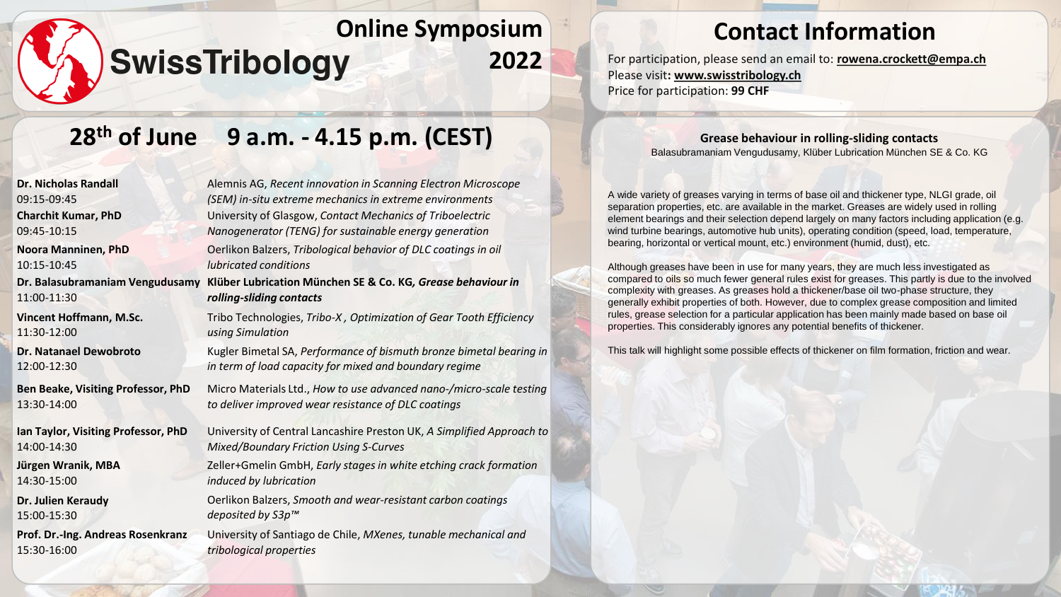# SwissTribology Online Symposium 2022

## 28th of June 9 a.m. - 4.15 p.m. (CEST)

**Dr. Nicholas Randall**
09:15-09:45
Alemnis AG, *Recent innovation in Scanning Electron Microscope (SEM) in-situ extreme mechanics in extreme environments*

**Charchit Kumar, PhD**
09:45-10:15
University of Glasgow, *Contact Mechanics of Triboelectric Nanogenerator (TENG) for sustainable energy generation*

**Noora Manninen, PhD**
10:15-10:45
Oerlikon Balzers, *Tribological behavior of DLC coatings in oil lubricated conditions*

**Dr. Balasubramaniam Vengudusamy**
11:00-11:30
**Klüber Lubrication München SE & Co. KG, *Grease behaviour in rolling-sliding contacts***

**Vincent Hoffmann, M.Sc.**
11:30-12:00
Tribo Technologies, *Tribo-X , Optimization of Gear Tooth Efficiency using Simulation*

**Dr. Natanael Dewobroto**
12:00-12:30
Kugler Bimetal SA, *Performance of bismuth bronze bimetal bearing in in term of load capacity for mixed and boundary regime*

**Ben Beake, Visiting Professor, PhD**
13:30-14:00
Micro Materials Ltd., *How to use advanced nano-/micro-scale testing to deliver improved wear resistance of DLC coatings*

**Ian Taylor, Visiting Professor, PhD**
14:00-14:30
University of Central Lancashire Preston UK, *A Simplified Approach to Mixed/Boundary Friction Using S-Curves*

**Jürgen Wranik, MBA**
14:30-15:00
Zeller+Gmelin GmbH, *Early stages in white etching crack formation induced by lubrication*

**Dr. Julien Keraudy**
15:00-15:30
Oerlikon Balzers, *Smooth and wear-resistant carbon coatings deposited by S3p™*

**Prof. Dr.-Ing. Andreas Rosenkranz**
15:30-16:00
University of Santiago de Chile, *MXenes, tunable mechanical and tribological properties*

## Contact Information

For participation, please send an email to: **rowena.crockett@empa.ch**
Please visit**: www.swisstribology.ch**
Price for participation: **99 CHF**

### Grease behaviour in rolling-sliding contacts

Balasubramaniam Vengudusamy, Klüber Lubrication München SE & Co. KG

A wide variety of greases varying in terms of base oil and thickener type, NLGI grade, oil separation properties, etc. are available in the market. Greases are widely used in rolling element bearings and their selection depend largely on many factors including application (e.g. wind turbine bearings, automotive hub units), operating condition (speed, load, temperature, bearing, horizontal or vertical mount, etc.) environment (humid, dust), etc.

Although greases have been in use for many years, they are much less investigated as compared to oils so much fewer general rules exist for greases. This partly is due to the involved complexity with greases. As greases hold a thickener/base oil two-phase structure, they generally exhibit properties of both. However, due to complex grease composition and limited rules, grease selection for a particular application has been mainly made based on base oil properties. This considerably ignores any potential benefits of thickener.

This talk will highlight some possible effects of thickener on film formation, friction and wear.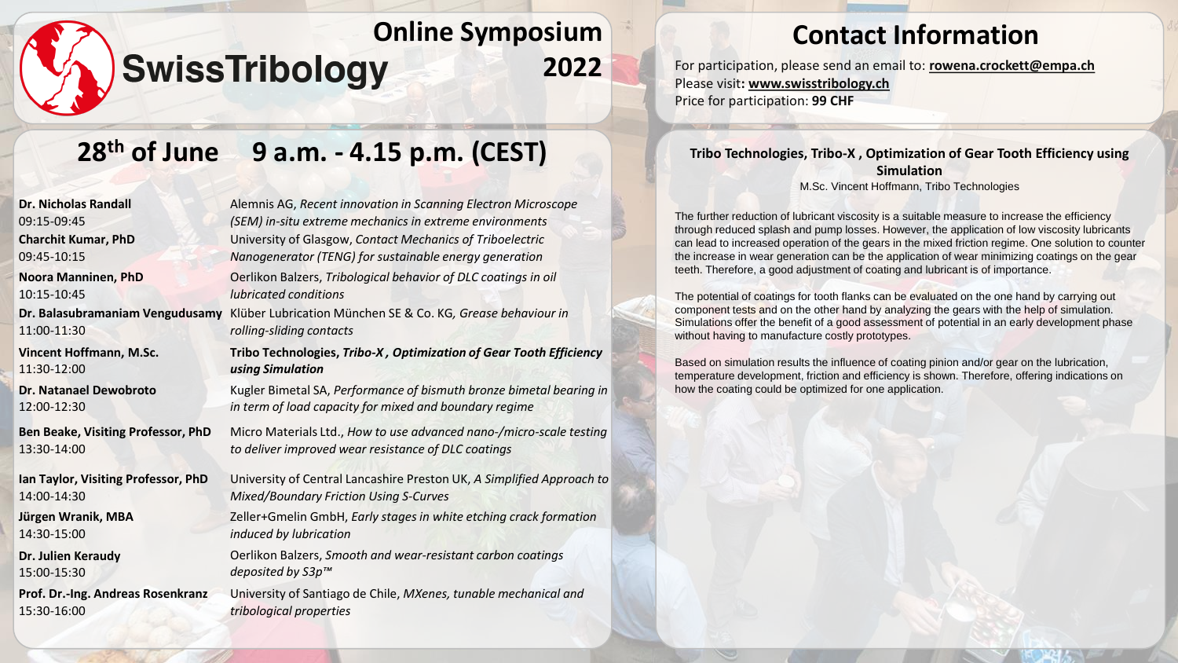# SwissTribology Online Symposium 2022

## 28th of June 9 a.m. - 4.15 p.m. (CEST)

| | |
|---|---|
| **Dr. Nicholas Randall**<br>09:15-09:45 | Alemnis AG, *Recent innovation in Scanning Electron Microscope (SEM) in-situ extreme mechanics in extreme environments* |
| **Charchit Kumar, PhD**<br>09:45-10:15 | University of Glasgow, *Contact Mechanics of Triboelectric Nanogenerator (TENG) for sustainable energy generation* |
| **Noora Manninen, PhD**<br>10:15-10:45 | Oerlikon Balzers, *Tribological behavior of DLC coatings in oil lubricated conditions* |
| **Dr. Balasubramaniam Vengudusamy**<br>11:00-11:30 | Klüber Lubrication München SE & Co. KG, *Grease behaviour in rolling-sliding contacts* |
| **Vincent Hoffmann, M.Sc.**<br>11:30-12:00 | **Tribo Technologies, *Tribo-X , Optimization of Gear Tooth Efficiency using Simulation*** |
| **Dr. Natanael Dewobroto**<br>12:00-12:30 | Kugler Bimetal SA, *Performance of bismuth bronze bimetal bearing in in term of load capacity for mixed and boundary regime* |
| **Ben Beake, Visiting Professor, PhD**<br>13:30-14:00 | Micro Materials Ltd., *How to use advanced nano-/micro-scale testing to deliver improved wear resistance of DLC coatings* |
| **Ian Taylor, Visiting Professor, PhD**<br>14:00-14:30 | University of Central Lancashire Preston UK, *A Simplified Approach to Mixed/Boundary Friction Using S-Curves* |
| **Jürgen Wranik, MBA**<br>14:30-15:00 | Zeller+Gmelin GmbH, *Early stages in white etching crack formation induced by lubrication* |
| **Dr. Julien Keraudy**<br>15:00-15:30 | Oerlikon Balzers, *Smooth and wear-resistant carbon coatings deposited by S3p™* |
| **Prof. Dr.-Ing. Andreas Rosenkranz**<br>15:30-16:00 | University of Santiago de Chile, *MXenes, tunable mechanical and tribological properties* |

## Contact Information

For participation, please send an email to: **rowena.crockett@empa.ch**
Please visit**: www.swisstribology.ch**
Price for participation: **99 CHF**

### Tribo Technologies, Tribo-X , Optimization of Gear Tooth Efficiency using Simulation

M.Sc. Vincent Hoffmann, Tribo Technologies

The further reduction of lubricant viscosity is a suitable measure to increase the efficiency through reduced splash and pump losses. However, the application of low viscosity lubricants can lead to increased operation of the gears in the mixed friction regime. One solution to counter the increase in wear generation can be the application of wear minimizing coatings on the gear teeth. Therefore, a good adjustment of coating and lubricant is of importance.

The potential of coatings for tooth flanks can be evaluated on the one hand by carrying out component tests and on the other hand by analyzing the gears with the help of simulation. Simulations offer the benefit of a good assessment of potential in an early development phase without having to manufacture costly prototypes.

Based on simulation results the influence of coating pinion and/or gear on the lubrication, temperature development, friction and efficiency is shown. Therefore, offering indications on how the coating could be optimized for one application.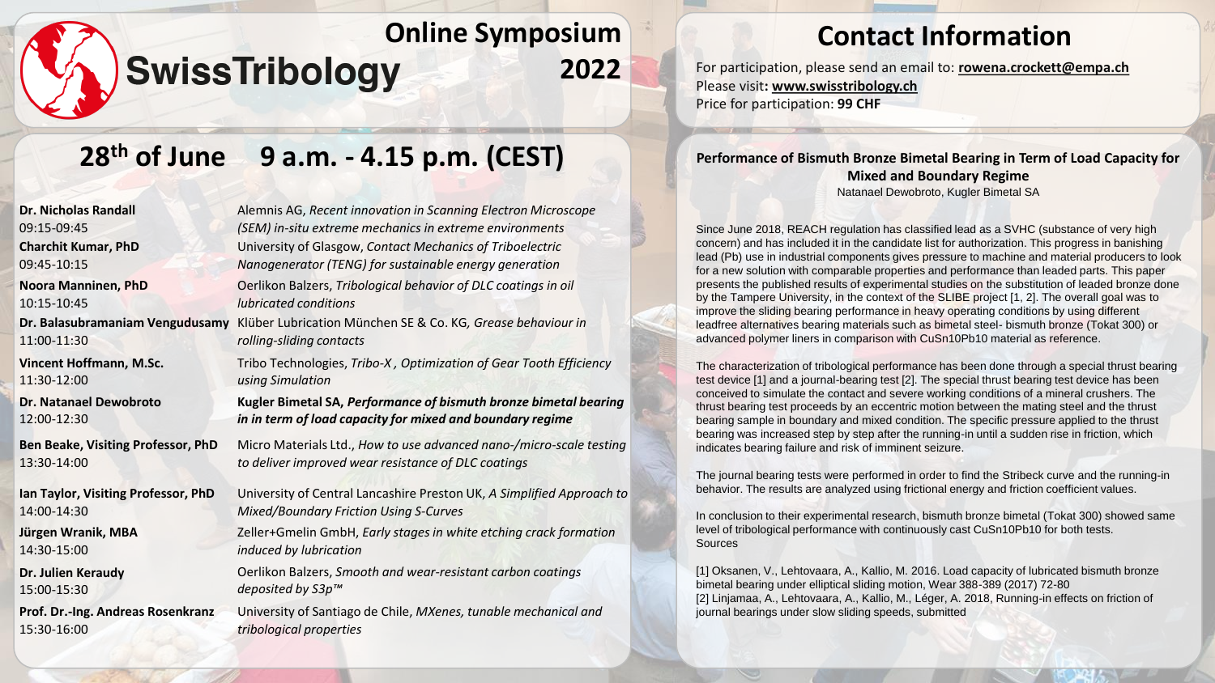# SwissTribology Online Symposium 2022

## 28th of June 9 a.m. - 4.15 p.m. (CEST)

| Speaker / Time | Affiliation, Title |
| --- | --- |
| **Dr. Nicholas Randall** 09:15-09:45 | Alemnis AG, *Recent innovation in Scanning Electron Microscope (SEM) in-situ extreme mechanics in extreme environments* |
| **Charchit Kumar, PhD** 09:45-10:15 | University of Glasgow, *Contact Mechanics of Triboelectric Nanogenerator (TENG) for sustainable energy generation* |
| **Noora Manninen, PhD** 10:15-10:45 | Oerlikon Balzers, *Tribological behavior of DLC coatings in oil lubricated conditions* |
| **Dr. Balasubramaniam Vengudusamy** 11:00-11:30 | Klüber Lubrication München SE & Co. KG, *Grease behaviour in rolling-sliding contacts* |
| **Vincent Hoffmann, M.Sc.** 11:30-12:00 | Tribo Technologies, *Tribo-X , Optimization of Gear Tooth Efficiency using Simulation* |
| **Dr. Natanael Dewobroto** 12:00-12:30 | **Kugler Bimetal SA, *Performance of bismuth bronze bimetal bearing in in term of load capacity for mixed and boundary regime*** |
| **Ben Beake, Visiting Professor, PhD** 13:30-14:00 | Micro Materials Ltd., *How to use advanced nano-/micro-scale testing to deliver improved wear resistance of DLC coatings* |
| **Ian Taylor, Visiting Professor, PhD** 14:00-14:30 | University of Central Lancashire Preston UK, *A Simplified Approach to Mixed/Boundary Friction Using S-Curves* |
| **Jürgen Wranik, MBA** 14:30-15:00 | Zeller+Gmelin GmbH, *Early stages in white etching crack formation induced by lubrication* |
| **Dr. Julien Keraudy** 15:00-15:30 | Oerlikon Balzers, *Smooth and wear-resistant carbon coatings deposited by S3p™* |
| **Prof. Dr.-Ing. Andreas Rosenkranz** 15:30-16:00 | University of Santiago de Chile, *MXenes, tunable mechanical and tribological properties* |

## Contact Information

For participation, please send an email to: **rowena.crockett@empa.ch**
Please visit: **www.swisstribology.ch**
Price for participation: **99 CHF**

### Performance of Bismuth Bronze Bimetal Bearing in Term of Load Capacity for Mixed and Boundary Regime

Natanael Dewobroto, Kugler Bimetal SA

Since June 2018, REACH regulation has classified lead as a SVHC (substance of very high concern) and has included it in the candidate list for authorization. This progress in banishing lead (Pb) use in industrial components gives pressure to machine and material producers to look for a new solution with comparable properties and performance than leaded parts. This paper presents the published results of experimental studies on the substitution of leaded bronze done by the Tampere University, in the context of the SLIBE project [1, 2]. The overall goal was to improve the sliding bearing performance in heavy operating conditions by using different leadfree alternatives bearing materials such as bimetal steel- bismuth bronze (Tokat 300) or advanced polymer liners in comparison with CuSn10Pb10 material as reference.

The characterization of tribological performance has been done through a special thrust bearing test device [1] and a journal-bearing test [2]. The special thrust bearing test device has been conceived to simulate the contact and severe working conditions of a mineral crushers. The thrust bearing test proceeds by an eccentric motion between the mating steel and the thrust bearing sample in boundary and mixed condition. The specific pressure applied to the thrust bearing was increased step by step after the running-in until a sudden rise in friction, which indicates bearing failure and risk of imminent seizure.

The journal bearing tests were performed in order to find the Stribeck curve and the running-in behavior. The results are analyzed using frictional energy and friction coefficient values.

In conclusion to their experimental research, bismuth bronze bimetal (Tokat 300) showed same level of tribological performance with continuously cast CuSn10Pb10 for both tests.

Sources

[1] Oksanen, V., Lehtovaara, A., Kallio, M. 2016. Load capacity of lubricated bismuth bronze bimetal bearing under elliptical sliding motion, Wear 388-389 (2017) 72-80
[2] Linjamaa, A., Lehtovaara, A., Kallio, M., Léger, A. 2018, Running-in effects on friction of journal bearings under slow sliding speeds, submitted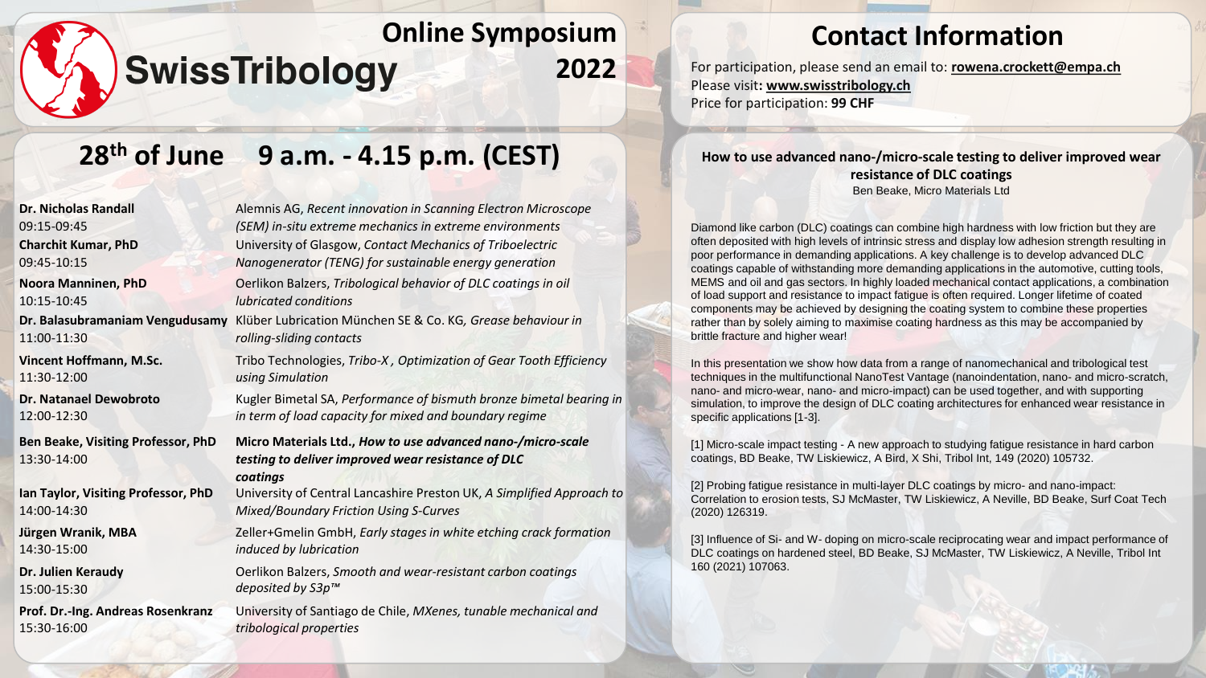# SwissTribology Online Symposium 2022

## 28th of June 9 a.m. - 4.15 p.m. (CEST)

| Speaker / Time | Affiliation, Title |
| --- | --- |
| **Dr. Nicholas Randall** 09:15-09:45 | Alemnis AG, *Recent innovation in Scanning Electron Microscope (SEM) in-situ extreme mechanics in extreme environments* |
| **Charchit Kumar, PhD** 09:45-10:15 | University of Glasgow, *Contact Mechanics of Triboelectric Nanogenerator (TENG) for sustainable energy generation* |
| **Noora Manninen, PhD** 10:15-10:45 | Oerlikon Balzers, *Tribological behavior of DLC coatings in oil lubricated conditions* |
| **Dr. Balasubramaniam Vengudusamy** 11:00-11:30 | Klüber Lubrication München SE & Co. KG, *Grease behaviour in rolling-sliding contacts* |
| **Vincent Hoffmann, M.Sc.** 11:30-12:00 | Tribo Technologies, *Tribo-X , Optimization of Gear Tooth Efficiency using Simulation* |
| **Dr. Natanael Dewobroto** 12:00-12:30 | Kugler Bimetal SA, *Performance of bismuth bronze bimetal bearing in in term of load capacity for mixed and boundary regime* |
| **Ben Beake, Visiting Professor, PhD** 13:30-14:00 | **Micro Materials Ltd.,** ***How to use advanced nano-/micro-scale testing to deliver improved wear resistance of DLC coatings*** |
| **Ian Taylor, Visiting Professor, PhD** 14:00-14:30 | University of Central Lancashire Preston UK, *A Simplified Approach to Mixed/Boundary Friction Using S-Curves* |
| **Jürgen Wranik, MBA** 14:30-15:00 | Zeller+Gmelin GmbH, *Early stages in white etching crack formation induced by lubrication* |
| **Dr. Julien Keraudy** 15:00-15:30 | Oerlikon Balzers, *Smooth and wear-resistant carbon coatings deposited by S3p™* |
| **Prof. Dr.-Ing. Andreas Rosenkranz** 15:30-16:00 | University of Santiago de Chile, *MXenes, tunable mechanical and tribological properties* |

## Contact Information

For participation, please send an email to: **rowena.crockett@empa.ch**

Please visit**: www.swisstribology.ch**

Price for participation: **99 CHF**

### How to use advanced nano-/micro-scale testing to deliver improved wear resistance of DLC coatings

Ben Beake, Micro Materials Ltd

Diamond like carbon (DLC) coatings can combine high hardness with low friction but they are often deposited with high levels of intrinsic stress and display low adhesion strength resulting in poor performance in demanding applications. A key challenge is to develop advanced DLC coatings capable of withstanding more demanding applications in the automotive, cutting tools, MEMS and oil and gas sectors. In highly loaded mechanical contact applications, a combination of load support and resistance to impact fatigue is often required. Longer lifetime of coated components may be achieved by designing the coating system to combine these properties rather than by solely aiming to maximise coating hardness as this may be accompanied by brittle fracture and higher wear!

In this presentation we show how data from a range of nanomechanical and tribological test techniques in the multifunctional NanoTest Vantage (nanoindentation, nano- and micro-scratch, nano- and micro-wear, nano- and micro-impact) can be used together, and with supporting simulation, to improve the design of DLC coating architectures for enhanced wear resistance in specific applications [1-3].

[1] Micro-scale impact testing - A new approach to studying fatigue resistance in hard carbon coatings, BD Beake, TW Liskiewicz, A Bird, X Shi, Tribol Int, 149 (2020) 105732.

[2] Probing fatigue resistance in multi-layer DLC coatings by micro- and nano-impact: Correlation to erosion tests, SJ McMaster, TW Liskiewicz, A Neville, BD Beake, Surf Coat Tech (2020) 126319.

[3] Influence of Si- and W- doping on micro-scale reciprocating wear and impact performance of DLC coatings on hardened steel, BD Beake, SJ McMaster, TW Liskiewicz, A Neville, Tribol Int 160 (2021) 107063.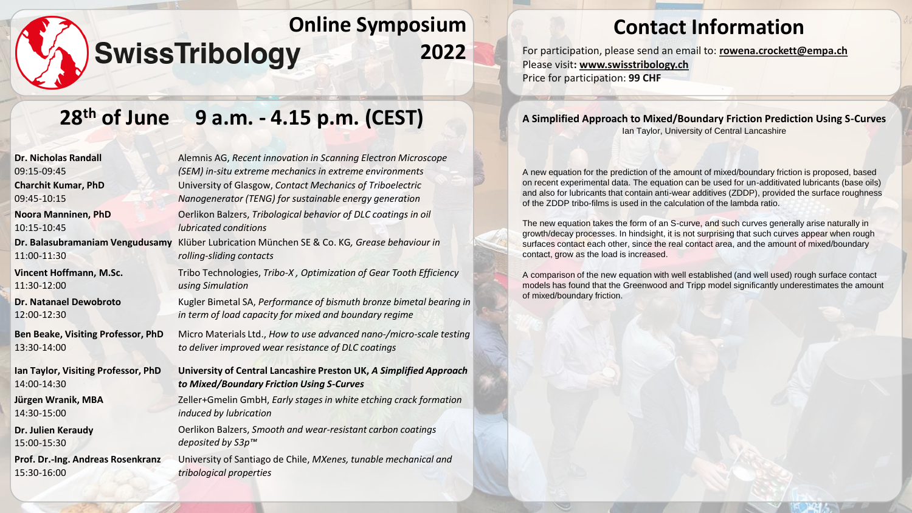# SwissTribology Online Symposium 2022

## 28th of June 9 a.m. - 4.15 p.m. (CEST)

| Speaker | Talk |
|---|---|
| **Dr. Nicholas Randall** 09:15-09:45 | Alemnis AG, *Recent innovation in Scanning Electron Microscope (SEM) in-situ extreme mechanics in extreme environments* |
| **Charchit Kumar, PhD** 09:45-10:15 | University of Glasgow, *Contact Mechanics of Triboelectric Nanogenerator (TENG) for sustainable energy generation* |
| **Noora Manninen, PhD** 10:15-10:45 | Oerlikon Balzers, *Tribological behavior of DLC coatings in oil lubricated conditions* |
| **Dr. Balasubramaniam Vengudusamy** 11:00-11:30 | Klüber Lubrication München SE & Co. KG, *Grease behaviour in rolling-sliding contacts* |
| **Vincent Hoffmann, M.Sc.** 11:30-12:00 | Tribo Technologies, *Tribo-X , Optimization of Gear Tooth Efficiency using Simulation* |
| **Dr. Natanael Dewobroto** 12:00-12:30 | Kugler Bimetal SA, *Performance of bismuth bronze bimetal bearing in in term of load capacity for mixed and boundary regime* |
| **Ben Beake, Visiting Professor, PhD** 13:30-14:00 | Micro Materials Ltd., *How to use advanced nano-/micro-scale testing to deliver improved wear resistance of DLC coatings* |
| **Ian Taylor, Visiting Professor, PhD** 14:00-14:30 | **University of Central Lancashire Preston UK, *A Simplified Approach to Mixed/Boundary Friction Using S-Curves*** |
| **Jürgen Wranik, MBA** 14:30-15:00 | Zeller+Gmelin GmbH, *Early stages in white etching crack formation induced by lubrication* |
| **Dr. Julien Keraudy** 15:00-15:30 | Oerlikon Balzers, *Smooth and wear-resistant carbon coatings deposited by S3p™* |
| **Prof. Dr.-Ing. Andreas Rosenkranz** 15:30-16:00 | University of Santiago de Chile, *MXenes, tunable mechanical and tribological properties* |

## Contact Information

For participation, please send an email to: **rowena.crockett@empa.ch**
Please visit: **www.swisstribology.ch**
Price for participation: **99 CHF**

### A Simplified Approach to Mixed/Boundary Friction Prediction Using S-Curves

Ian Taylor, University of Central Lancashire

A new equation for the prediction of the amount of mixed/boundary friction is proposed, based on recent experimental data. The equation can be used for un-additivated lubricants (base oils) and also for lubricants that contain anti-wear additives (ZDDP), provided the surface roughness of the ZDDP tribo-films is used in the calculation of the lambda ratio.

The new equation takes the form of an S-curve, and such curves generally arise naturally in growth/decay processes. In hindsight, it is not surprising that such curves appear when rough surfaces contact each other, since the real contact area, and the amount of mixed/boundary contact, grow as the load is increased.

A comparison of the new equation with well established (and well used) rough surface contact models has found that the Greenwood and Tripp model significantly underestimates the amount of mixed/boundary friction.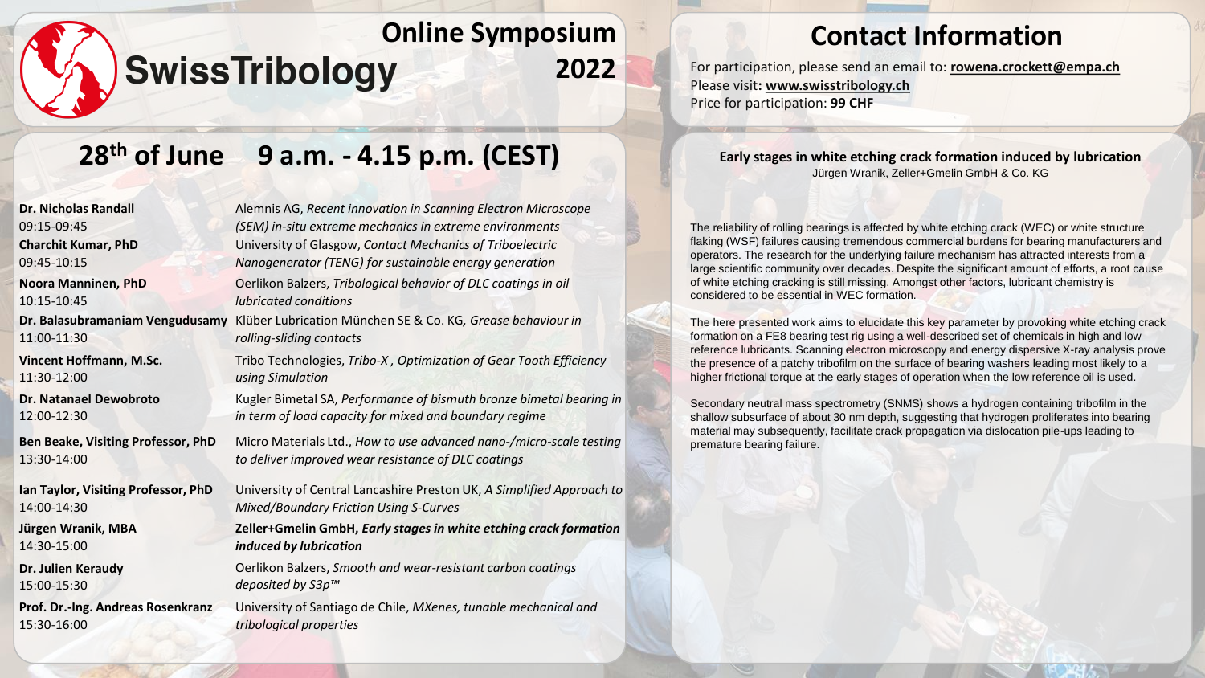# SwissTribology

## Online Symposium 2022

## 28th of June 9 a.m. - 4.15 p.m. (CEST)

**Dr. Nicholas Randall**
09:15-09:45
Alemnis AG, *Recent innovation in Scanning Electron Microscope (SEM) in-situ extreme mechanics in extreme environments*

**Charchit Kumar, PhD**
09:45-10:15
University of Glasgow, *Contact Mechanics of Triboelectric Nanogenerator (TENG) for sustainable energy generation*

**Noora Manninen, PhD**
10:15-10:45
Oerlikon Balzers, *Tribological behavior of DLC coatings in oil lubricated conditions*

**Dr. Balasubramaniam Vengudusamy**
11:00-11:30
Klüber Lubrication München SE & Co. KG, *Grease behaviour in rolling-sliding contacts*

**Vincent Hoffmann, M.Sc.**
11:30-12:00
Tribo Technologies, *Tribo-X , Optimization of Gear Tooth Efficiency using Simulation*

**Dr. Natanael Dewobroto**
12:00-12:30
Kugler Bimetal SA, *Performance of bismuth bronze bimetal bearing in in term of load capacity for mixed and boundary regime*

**Ben Beake, Visiting Professor, PhD**
13:30-14:00
Micro Materials Ltd., *How to use advanced nano-/micro-scale testing to deliver improved wear resistance of DLC coatings*

**Ian Taylor, Visiting Professor, PhD**
14:00-14:30
University of Central Lancashire Preston UK, *A Simplified Approach to Mixed/Boundary Friction Using S-Curves*

**Jürgen Wranik, MBA**
14:30-15:00
**Zeller+Gmelin GmbH, *Early stages in white etching crack formation induced by lubrication***

**Dr. Julien Keraudy**
15:00-15:30
Oerlikon Balzers, *Smooth and wear-resistant carbon coatings deposited by S3p™*

**Prof. Dr.-Ing. Andreas Rosenkranz**
15:30-16:00
University of Santiago de Chile, *MXenes, tunable mechanical and tribological properties*

## Contact Information

For participation, please send an email to: **rowena.crockett@empa.ch**
Please visit**: www.swisstribology.ch**
Price for participation: **99 CHF**

### Early stages in white etching crack formation induced by lubrication

Jürgen Wranik, Zeller+Gmelin GmbH & Co. KG

The reliability of rolling bearings is affected by white etching crack (WEC) or white structure flaking (WSF) failures causing tremendous commercial burdens for bearing manufacturers and operators. The research for the underlying failure mechanism has attracted interests from a large scientific community over decades. Despite the significant amount of efforts, a root cause of white etching cracking is still missing. Amongst other factors, lubricant chemistry is considered to be essential in WEC formation.

The here presented work aims to elucidate this key parameter by provoking white etching crack formation on a FE8 bearing test rig using a well-described set of chemicals in high and low reference lubricants. Scanning electron microscopy and energy dispersive X-ray analysis prove the presence of a patchy tribofilm on the surface of bearing washers leading most likely to a higher frictional torque at the early stages of operation when the low reference oil is used.

Secondary neutral mass spectrometry (SNMS) shows a hydrogen containing tribofilm in the shallow subsurface of about 30 nm depth, suggesting that hydrogen proliferates into bearing material may subsequently, facilitate crack propagation via dislocation pile-ups leading to premature bearing failure.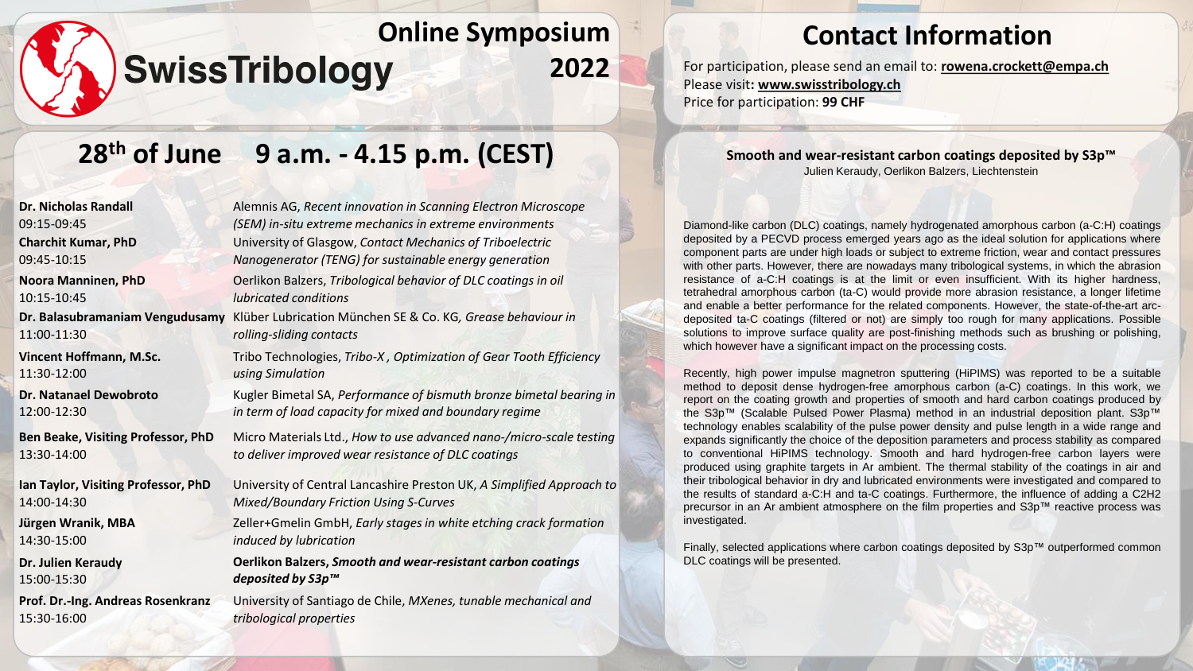# SwissTribology Online Symposium 2022

## 28th of June 9 a.m. - 4.15 p.m. (CEST)

**Dr. Nicholas Randall**
09:15-09:45
Alemnis AG, *Recent innovation in Scanning Electron Microscope (SEM) in-situ extreme mechanics in extreme environments*

**Charchit Kumar, PhD**
09:45-10:15
University of Glasgow, *Contact Mechanics of Triboelectric Nanogenerator (TENG) for sustainable energy generation*

**Noora Manninen, PhD**
10:15-10:45
Oerlikon Balzers, *Tribological behavior of DLC coatings in oil lubricated conditions*

**Dr. Balasubramaniam Vengudusamy**
11:00-11:30
Klüber Lubrication München SE & Co. KG, *Grease behaviour in rolling-sliding contacts*

**Vincent Hoffmann, M.Sc.**
11:30-12:00
Tribo Technologies, *Tribo-X , Optimization of Gear Tooth Efficiency using Simulation*

**Dr. Natanael Dewobroto**
12:00-12:30
Kugler Bimetal SA, *Performance of bismuth bronze bimetal bearing in in term of load capacity for mixed and boundary regime*

**Ben Beake, Visiting Professor, PhD**
13:30-14:00
Micro Materials Ltd., *How to use advanced nano-/micro-scale testing to deliver improved wear resistance of DLC coatings*

**Ian Taylor, Visiting Professor, PhD**
14:00-14:30
University of Central Lancashire Preston UK, *A Simplified Approach to Mixed/Boundary Friction Using S-Curves*

**Jürgen Wranik, MBA**
14:30-15:00
Zeller+Gmelin GmbH, *Early stages in white etching crack formation induced by lubrication*

**Dr. Julien Keraudy**
15:00-15:30
**Oerlikon Balzers, *Smooth and wear-resistant carbon coatings deposited by S3p™***

**Prof. Dr.-Ing. Andreas Rosenkranz**
15:30-16:00
University of Santiago de Chile, *MXenes, tunable mechanical and tribological properties*

## Contact Information

For participation, please send an email to: **rowena.crockett@empa.ch**
Please visit**: www.swisstribology.ch**
Price for participation: **99 CHF**

### Smooth and wear-resistant carbon coatings deposited by S3p™

Julien Keraudy, Oerlikon Balzers, Liechtenstein

Diamond-like carbon (DLC) coatings, namely hydrogenated amorphous carbon (a-C:H) coatings deposited by a PECVD process emerged years ago as the ideal solution for applications where component parts are under high loads or subject to extreme friction, wear and contact pressures with other parts. However, there are nowadays many tribological systems, in which the abrasion resistance of a-C:H coatings is at the limit or even insufficient. With its higher hardness, tetrahedral amorphous carbon (ta-C) would provide more abrasion resistance, a longer lifetime and enable a better performance for the related components. However, the state-of-the-art arc-deposited ta-C coatings (filtered or not) are simply too rough for many applications. Possible solutions to improve surface quality are post-finishing methods such as brushing or polishing, which however have a significant impact on the processing costs.

Recently, high power impulse magnetron sputtering (HiPIMS) was reported to be a suitable method to deposit dense hydrogen-free amorphous carbon (a-C) coatings. In this work, we report on the coating growth and properties of smooth and hard carbon coatings produced by the S3p™ (Scalable Pulsed Power Plasma) method in an industrial deposition plant. S3p™ technology enables scalability of the pulse power density and pulse length in a wide range and expands significantly the choice of the deposition parameters and process stability as compared to conventional HiPIMS technology. Smooth and hard hydrogen-free carbon layers were produced using graphite targets in Ar ambient. The thermal stability of the coatings in air and their tribological behavior in dry and lubricated environments were investigated and compared to the results of standard a-C:H and ta-C coatings. Furthermore, the influence of adding a $C_2H_2$ precursor in an Ar ambient atmosphere on the film properties and S3p™ reactive process was investigated.

Finally, selected applications where carbon coatings deposited by S3p™ outperformed common DLC coatings will be presented.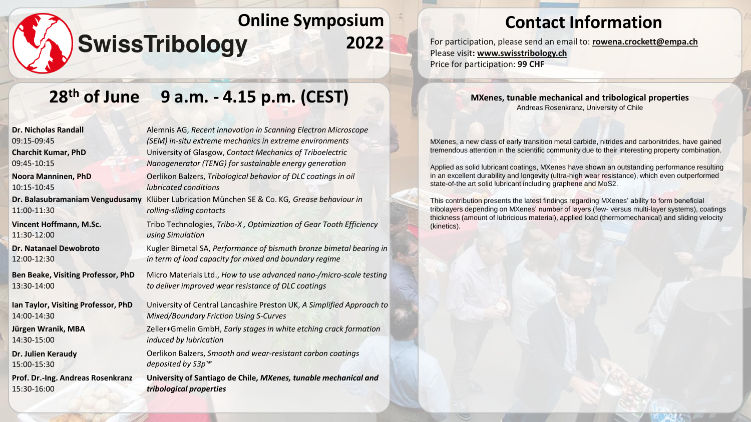# SwissTribology

## Online Symposium 2022

## Contact Information

For participation, please send an email to: **rowena.crockett@empa.ch**
Please visit**: www.swisstribology.ch**
Price for participation: **99 CHF**

## 28th of June 9 a.m. - 4.15 p.m. (CEST)

**Dr. Nicholas Randall**
09:15-09:45
Alemnis AG, *Recent innovation in Scanning Electron Microscope (SEM) in-situ extreme mechanics in extreme environments*

**Charchit Kumar, PhD**
09:45-10:15
University of Glasgow, *Contact Mechanics of Triboelectric Nanogenerator (TENG) for sustainable energy generation*

**Noora Manninen, PhD**
10:15-10:45
Oerlikon Balzers, *Tribological behavior of DLC coatings in oil lubricated conditions*

**Dr. Balasubramaniam Vengudusamy**
11:00-11:30
Klüber Lubrication München SE & Co. KG*, Grease behaviour in rolling-sliding contacts*

**Vincent Hoffmann, M.Sc.**
11:30-12:00
Tribo Technologies, *Tribo-X , Optimization of Gear Tooth Efficiency using Simulation*

**Dr. Natanael Dewobroto**
12:00-12:30
Kugler Bimetal SA, *Performance of bismuth bronze bimetal bearing in in term of load capacity for mixed and boundary regime*

**Ben Beake, Visiting Professor, PhD**
13:30-14:00
Micro Materials Ltd., *How to use advanced nano-/micro-scale testing to deliver improved wear resistance of DLC coatings*

**Ian Taylor, Visiting Professor, PhD**
14:00-14:30
University of Central Lancashire Preston UK, *A Simplified Approach to Mixed/Boundary Friction Using S-Curves*

**Jürgen Wranik, MBA**
14:30-15:00
Zeller+Gmelin GmbH, *Early stages in white etching crack formation induced by lubrication*

**Dr. Julien Keraudy**
15:00-15:30
Oerlikon Balzers, *Smooth and wear-resistant carbon coatings deposited by S3p™*

**Prof. Dr.-Ing. Andreas Rosenkranz**
15:30-16:00
**University of Santiago de Chile, *MXenes, tunable mechanical and tribological properties***

### MXenes, tunable mechanical and tribological properties

Andreas Rosenkranz, University of Chile

MXenes, a new class of early transition metal carbide, nitrides and carbonitrides, have gained tremendous attention in the scientific community due to their interesting property combination.

Applied as solid lubricant coatings, MXenes have shown an outstanding performance resulting in an excellent durability and longevity (ultra-high wear resistance), which even outperformed state-of-the art solid lubricant including graphene and $MoS_2$.

This contribution presents the latest findings regarding MXenes' ability to form beneficial tribolayers depending on MXenes' number of layers (few- versus multi-layer systems), coatings thickness (amount of lubricious material), applied load (thermomechanical) and sliding velocity (kinetics).